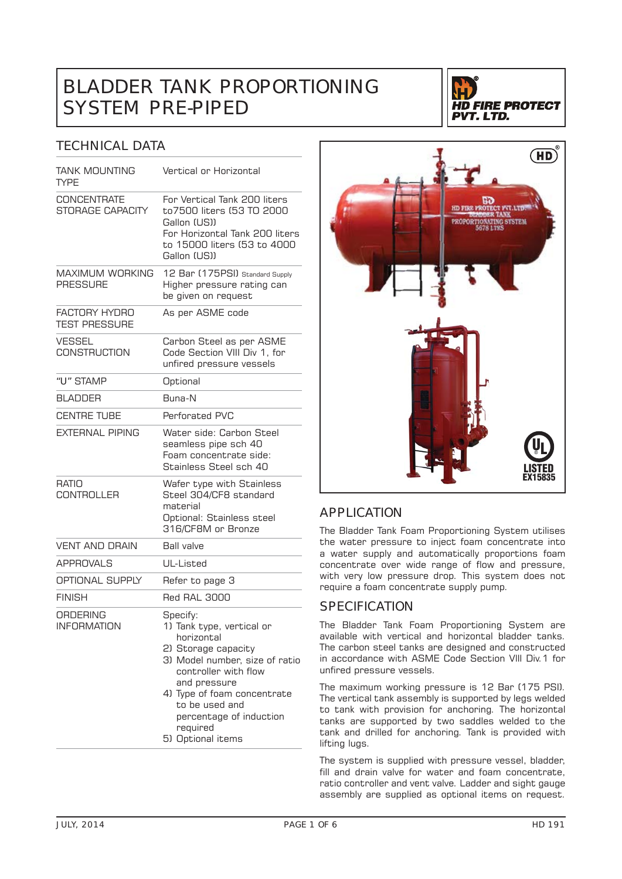# BLADDER TANK PROPORTIONING SYSTEM PRE-PIPED

HD FIRE PROTECT PVT. LTD.

## TECHNICAL DATA

| | |
|---|---|
| TANK MOUNTING TYPE | Vertical or Horizontal |
| CONCENTRATE STORAGE CAPACITY | For Vertical Tank 200 liters to7500 liters (53 TO 2000 Gallon (US)) For Horizontal Tank 200 liters to 15000 liters (53 to 4000 Gallon (US)) |
| MAXIMUM WORKING PRESSURE | 12 Bar (175PSI) Standard Supply Higher pressure rating can be given on request |
| FACTORY HYDRO TEST PRESSURE | As per ASME code |
| VESSEL CONSTRUCTION | Carbon Steel as per ASME Code Section VIII Div 1, for unfired pressure vessels |
| "U" STAMP | Optional |
| BLADDER | Buna-N |
| CENTRE TUBE | Perforated PVC |
| EXTERNAL PIPING | Water side: Carbon Steel seamless pipe sch 40 Foam concentrate side: Stainless Steel sch 40 |
| RATIO CONTROLLER | Wafer type with Stainless Steel 304/CF8 standard material Optional: Stainless steel 316/CF8M or Bronze |
| VENT AND DRAIN | Ball valve |
| APPROVALS | UL-Listed |
| OPTIONAL SUPPLY | Refer to page 3 |
| FINISH | Red RAL 3000 |
| ORDERING INFORMATION | Specify: 1) Tank type, vertical or horizontal 2) Storage capacity 3) Model number, size of ratio controller with flow and pressure 4) Type of foam concentrate to be used and percentage of induction required 5) Optional items |

UL LISTED EX15835

## APPLICATION

The Bladder Tank Foam Proportioning System utilises the water pressure to inject foam concentrate into a water supply and automatically proportions foam concentrate over wide range of flow and pressure, with very low pressure drop. This system does not require a foam concentrate supply pump.

## SPECIFICATION

The Bladder Tank Foam Proportioning System are available with vertical and horizontal bladder tanks. The carbon steel tanks are designed and constructed in accordance with ASME Code Section VIII Div.1 for unfired pressure vessels.

The maximum working pressure is 12 Bar (175 PSI). The vertical tank assembly is supported by legs welded to tank with provision for anchoring. The horizontal tanks are supported by two saddles welded to the tank and drilled for anchoring. Tank is provided with lifting lugs.

The system is supplied with pressure vessel, bladder, fill and drain valve for water and foam concentrate, ratio controller and vent valve. Ladder and sight gauge assembly are supplied as optional items on request.

JULY, 2014 HD 191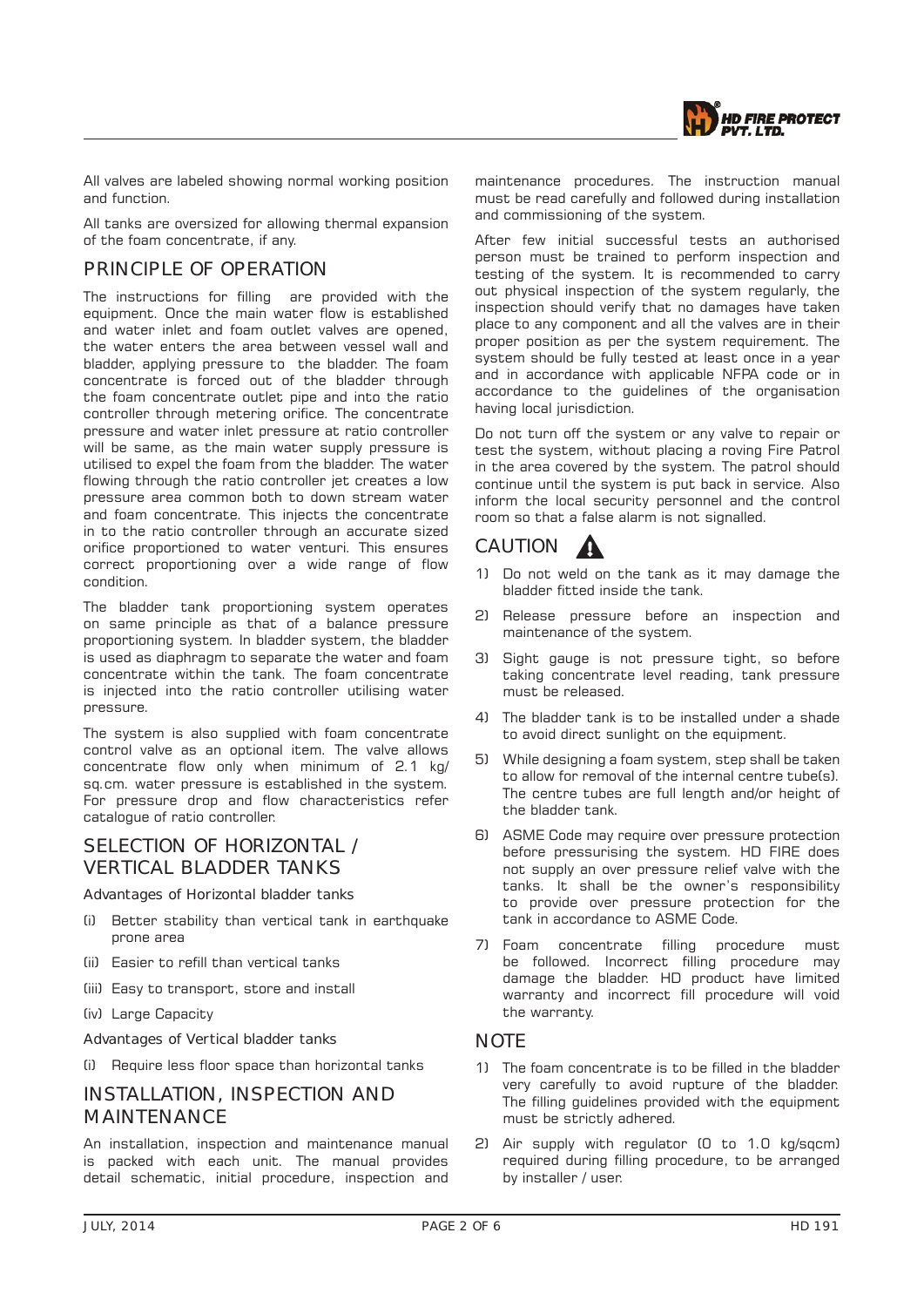All valves are labeled showing normal working position and function.

All tanks are oversized for allowing thermal expansion of the foam concentrate, if any.

## PRINCIPLE OF OPERATION

The instructions for filling are provided with the equipment. Once the main water flow is established and water inlet and foam outlet valves are opened, the water enters the area between vessel wall and bladder, applying pressure to the bladder. The foam concentrate is forced out of the bladder through the foam concentrate outlet pipe and into the ratio controller through metering orifice. The concentrate pressure and water inlet pressure at ratio controller will be same, as the main water supply pressure is utilised to expel the foam from the bladder. The water flowing through the ratio controller jet creates a low pressure area common both to down stream water and foam concentrate. This injects the concentrate in to the ratio controller through an accurate sized orifice proportioned to water venturi. This ensures correct proportioning over a wide range of flow condition.

The bladder tank proportioning system operates on same principle as that of a balance pressure proportioning system. In bladder system, the bladder is used as diaphragm to separate the water and foam concentrate within the tank. The foam concentrate is injected into the ratio controller utilising water pressure.

The system is also supplied with foam concentrate control valve as an optional item. The valve allows concentrate flow only when minimum of 2.1 kg/sq.cm. water pressure is established in the system. For pressure drop and flow characteristics refer catalogue of ratio controller.

## SELECTION OF HORIZONTAL / VERTICAL BLADDER TANKS

Advantages of Horizontal bladder tanks

(i) Better stability than vertical tank in earthquake prone area

(ii) Easier to refill than vertical tanks

(iii) Easy to transport, store and install

(iv) Large Capacity

Advantages of Vertical bladder tanks

(i) Require less floor space than horizontal tanks

## INSTALLATION, INSPECTION AND MAINTENANCE

An installation, inspection and maintenance manual is packed with each unit. The manual provides detail schematic, initial procedure, inspection and maintenance procedures. The instruction manual must be read carefully and followed during installation and commissioning of the system.

After few initial successful tests an authorised person must be trained to perform inspection and testing of the system. It is recommended to carry out physical inspection of the system regularly, the inspection should verify that no damages have taken place to any component and all the valves are in their proper position as per the system requirement. The system should be fully tested at least once in a year and in accordance with applicable NFPA code or in accordance to the guidelines of the organisation having local jurisdiction.

Do not turn off the system or any valve to repair or test the system, without placing a roving Fire Patrol in the area covered by the system. The patrol should continue until the system is put back in service. Also inform the local security personnel and the control room so that a false alarm is not signalled.

## CAUTION

1) Do not weld on the tank as it may damage the bladder fitted inside the tank.
2) Release pressure before an inspection and maintenance of the system.
3) Sight gauge is not pressure tight, so before taking concentrate level reading, tank pressure must be released.
4) The bladder tank is to be installed under a shade to avoid direct sunlight on the equipment.
5) While designing a foam system, step shall be taken to allow for removal of the internal centre tube(s). The centre tubes are full length and/or height of the bladder tank.
6) ASME Code may require over pressure protection before pressurising the system. HD FIRE does not supply an over pressure relief valve with the tanks. It shall be the owner's responsibility to provide over pressure protection for the tank in accordance to ASME Code.
7) Foam concentrate filling procedure must be followed. Incorrect filling procedure may damage the bladder. HD product have limited warranty and incorrect fill procedure will void the warranty.

## NOTE

1) The foam concentrate is to be filled in the bladder very carefully to avoid rupture of the bladder. The filling guidelines provided with the equipment must be strictly adhered.
2) Air supply with regulator (0 to 1.0 kg/sqcm) required during filling procedure, to be arranged by installer / user.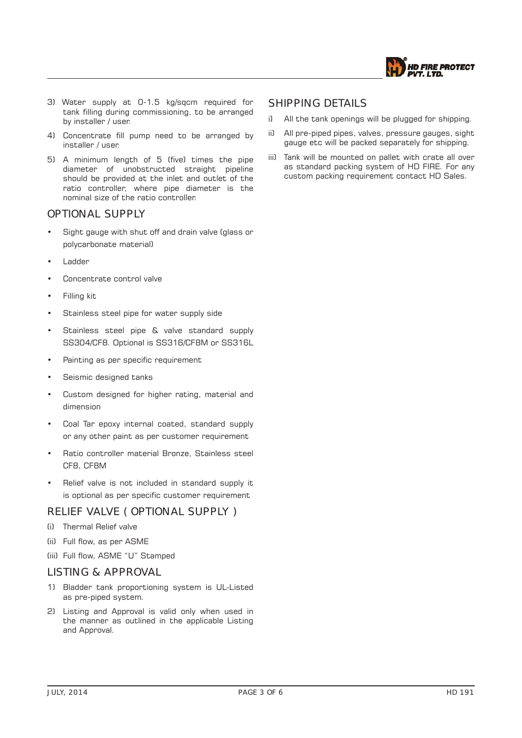3) Water supply at 0-1.5 kg/sqcm required for tank filling during commissioning, to be arranged by installer / user.

4) Concentrate fill pump need to be arranged by installer / user.

5) A minimum length of 5 (five) times the pipe diameter of unobstructed straight pipeline should be provided at the inlet and outlet of the ratio controller, where pipe diameter is the nominal size of the ratio controller.

## OPTIONAL SUPPLY

- Sight gauge with shut off and drain valve (glass or polycarbonate material)
- Ladder
- Concentrate control valve
- Filling kit
- Stainless steel pipe for water supply side
- Stainless steel pipe & valve standard supply SS304/CF8. Optional is SS316/CF8M or SS316L
- Painting as per specific requirement
- Seismic designed tanks
- Custom designed for higher rating, material and dimension
- Coal Tar epoxy internal coated, standard supply or any other paint as per customer requirement
- Ratio controller material Bronze, Stainless steel CF8, CF8M
- Relief valve is not included in standard supply it is optional as per specific customer requirement

## RELIEF VALVE ( OPTIONAL SUPPLY )

(i) Thermal Relief valve

(ii) Full flow, as per ASME

(iii) Full flow, ASME "U" Stamped

## LISTING & APPROVAL

1) Bladder tank proportioning system is UL-Listed as pre-piped system.

2) Listing and Approval is valid only when used in the manner as outlined in the applicable Listing and Approval.

## SHIPPING DETAILS

i) All the tank openings will be plugged for shipping.

ii) All pre-piped pipes, valves, pressure gauges, sight gauge etc will be packed separately for shipping.

iii) Tank will be mounted on pallet with crate all over as standard packing system of HD FIRE. For any custom packing requirement contact HD Sales.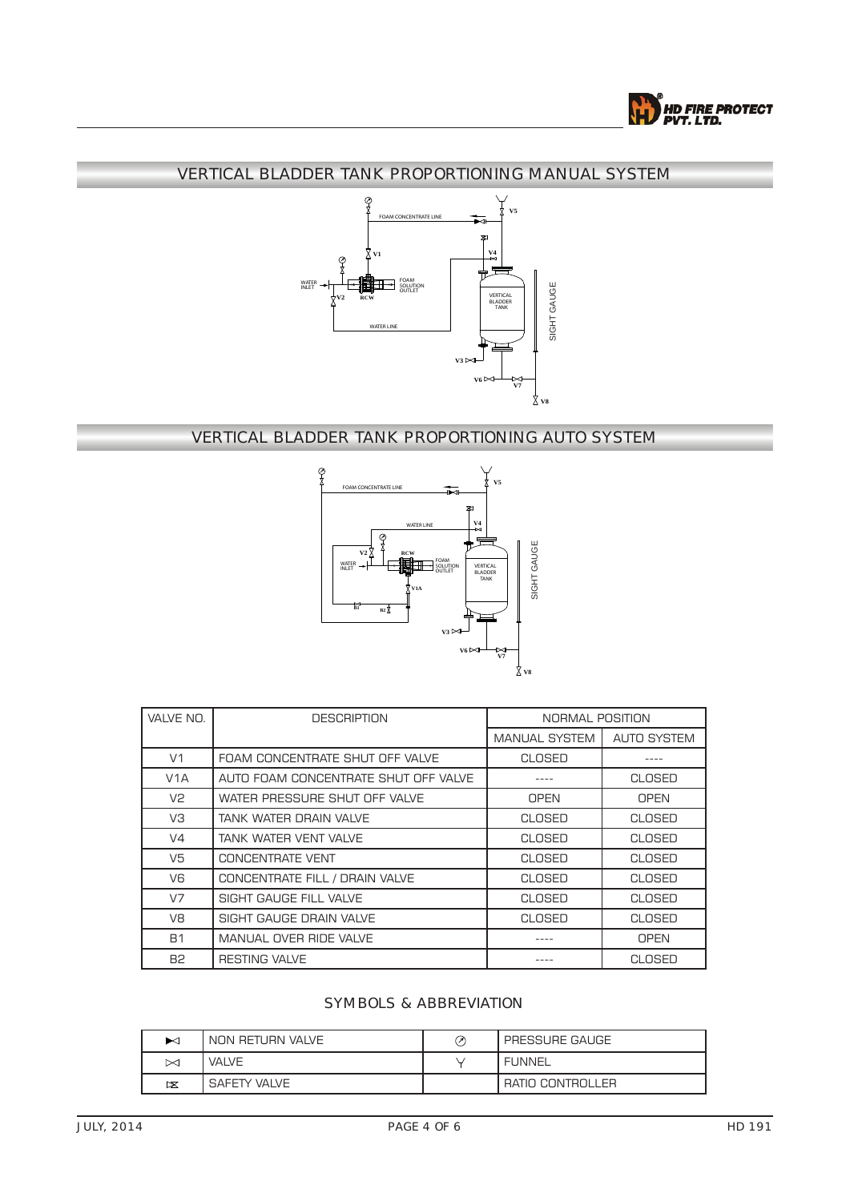## VERTICAL BLADDER TANK PROPORTIONING MANUAL SYSTEM

## VERTICAL BLADDER TANK PROPORTIONING AUTO SYSTEM

| VALVE NO. | DESCRIPTION | NORMAL POSITION | |
|---|---|---|---|
| | | MANUAL SYSTEM | AUTO SYSTEM |
| V1 | FOAM CONCENTRATE SHUT OFF VALVE | CLOSED | ---- |
| V1A | AUTO FOAM CONCENTRATE SHUT OFF VALVE | ---- | CLOSED |
| V2 | WATER PRESSURE SHUT OFF VALVE | OPEN | OPEN |
| V3 | TANK WATER DRAIN VALVE | CLOSED | CLOSED |
| V4 | TANK WATER VENT VALVE | CLOSED | CLOSED |
| V5 | CONCENTRATE VENT | CLOSED | CLOSED |
| V6 | CONCENTRATE FILL / DRAIN VALVE | CLOSED | CLOSED |
| V7 | SIGHT GAUGE FILL VALVE | CLOSED | CLOSED |
| V8 | SIGHT GAUGE DRAIN VALVE | CLOSED | CLOSED |
| B1 | MANUAL OVER RIDE VALVE | ---- | OPEN |
| B2 | RESTING VALVE | ---- | CLOSED |

### SYMBOLS & ABBREVIATION

| Symbol | Description | Symbol | Description |
|---|---|---|---|
| ►◁ | NON RETURN VALVE | ⊘ | PRESSURE GAUGE |
| ▷◁ | VALVE | Y | FUNNEL |
| ▷⊠ | SAFETY VALVE | | RATIO CONTROLLER |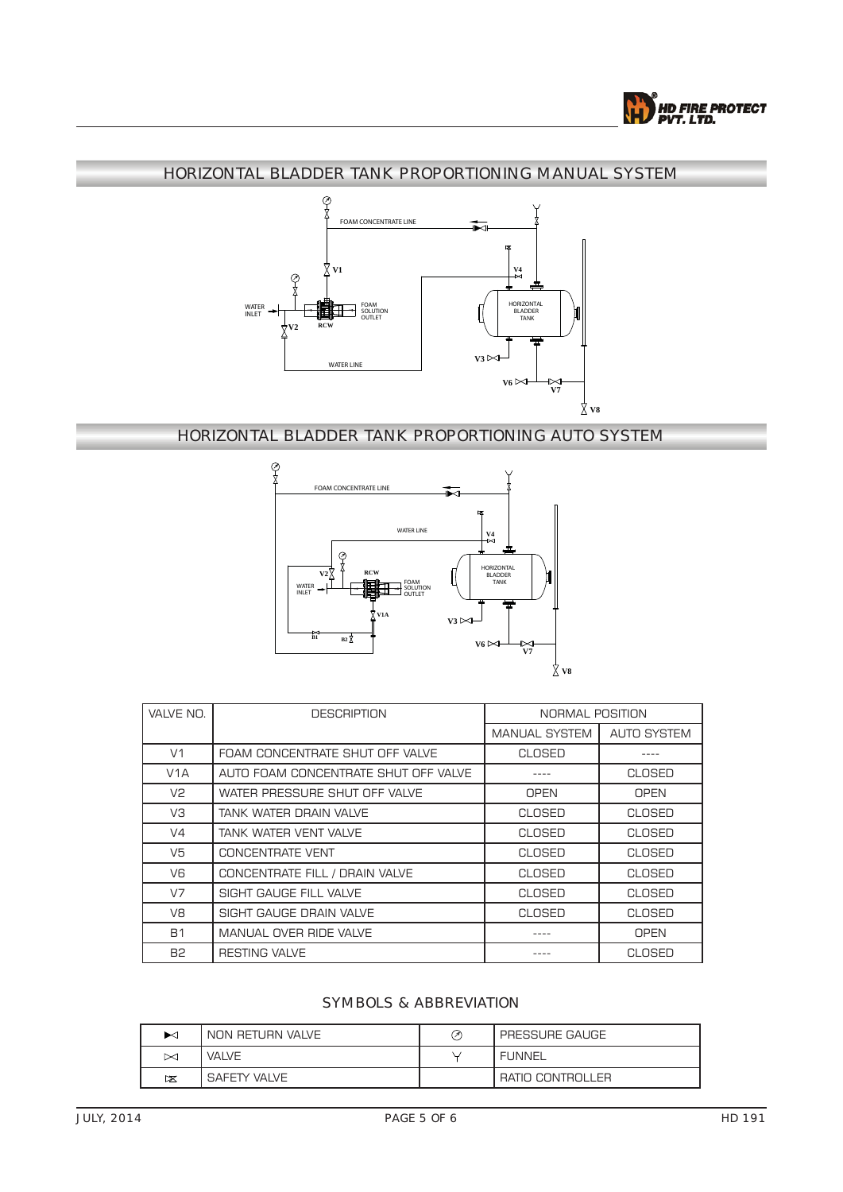## HORIZONTAL BLADDER TANK PROPORTIONING MANUAL SYSTEM

FOAM CONCENTRATE LINE

V1

V4

WATER INLET

RCW

FOAM SOLUTION OUTLET

HORIZONTAL BLADDER TANK

V2

WATER LINE

V3

V6

V7

V8

## HORIZONTAL BLADDER TANK PROPORTIONING AUTO SYSTEM

FOAM CONCENTRATE LINE

WATER LINE

V4

V2

RCW

WATER INLET

FOAM SOLUTION OUTLET

HORIZONTAL BLADDER TANK

V1A

V3

B1

B2

V6

V7

V8

| VALVE NO. | DESCRIPTION | NORMAL POSITION | |
|---|---|---|---|
| | | MANUAL SYSTEM | AUTO SYSTEM |
| V1 | FOAM CONCENTRATE SHUT OFF VALVE | CLOSED | ---- |
| V1A | AUTO FOAM CONCENTRATE SHUT OFF VALVE | ---- | CLOSED |
| V2 | WATER PRESSURE SHUT OFF VALVE | OPEN | OPEN |
| V3 | TANK WATER DRAIN VALVE | CLOSED | CLOSED |
| V4 | TANK WATER VENT VALVE | CLOSED | CLOSED |
| V5 | CONCENTRATE VENT | CLOSED | CLOSED |
| V6 | CONCENTRATE FILL / DRAIN VALVE | CLOSED | CLOSED |
| V7 | SIGHT GAUGE FILL VALVE | CLOSED | CLOSED |
| V8 | SIGHT GAUGE DRAIN VALVE | CLOSED | CLOSED |
| B1 | MANUAL OVER RIDE VALVE | ---- | OPEN |
| B2 | RESTING VALVE | ---- | CLOSED |

### SYMBOLS & ABBREVIATION

| Symbol | Description | Symbol | Description |
|---|---|---|---|
| ►◁ | NON RETURN VALVE | ⊘ | PRESSURE GAUGE |
| ▷◁ | VALVE | Y | FUNNEL |
| ⊠ | SAFETY VALVE | | RATIO CONTROLLER |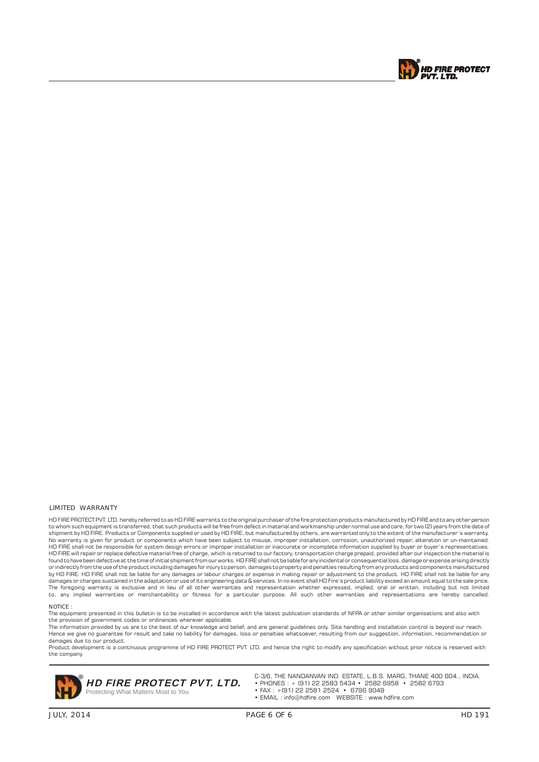## LIMITED WARRANTY

HD FIRE PROTECT PVT. LTD. hereby referred to as HD FIRE warrants to the original purchaser of the fire protection products manufactured by HD FIRE and to any other person to whom such equipment is transferred, that such products will be free from defect in material and workmanship under normal use and care, for two (2) years from the date of shipment by HD FIRE. Products or Components supplied or used by HD FIRE, but manufactured by others, are warranted only to the extent of the manufacturer's warranty. No warranty is given for product or components which have been subject to misuse, improper installation, corrosion, unauthorized repair, alteration or un-maintained. HD FIRE shall not be responsible for system design errors or improper installation or inaccurate or incomplete information supplied by buyer or buyer's representatives. HD FIRE will repair or replace defective material free of charge, which is returned to our factory, transportation charge prepaid, provided after our inspection the material is found to have been defective at the time of initial shipment from our works. HD FIRE shall not be liable for any incidental or consequential loss, damage or expense arising directly or indirectly from the use of the product including damages for injury to person, damages to property and penalties resulting from any products and components manufactured by HD FIRE. HD FIRE shall not be liable for any damages or labour charges or expense in making repair or adjustment to the product. HD FIRE shall not be liable for any damages or charges sustained in the adaptation or use of its engineering data & services. In no event shall HD Fire's product liability exceed an amount equal to the sale price. The foregoing warranty is exclusive and in lieu of all other warranties and representation whether expressed, implied, oral or written, including but not limited to, any implied warranties or merchantability or fitness for a particular purpose. All such other warranties and representations are hereby cancelled.

NOTICE :

The equipment presented in this bulletin is to be installed in accordance with the latest publication standards of NFPA or other similar organisations and also with the provision of government codes or ordinances wherever applicable.

The information provided by us are to the best of our knowledge and belief, and are general guidelines only. Site handling and installation control is beyond our reach. Hence we give no guarantee for result and take no liability for damages, loss or penalties whatsoever, resulting from our suggestion, information, recommendation or damages due to our product.

Product development is a continuous programme of HD FIRE PROTECT PVT. LTD. and hence the right to modify any specification without prior notice is reserved with the company.

**HD FIRE PROTECT PVT. LTD.**
Protecting What Matters Most to You

C-3/6, THE NANDANVAN IND. ESTATE, L.B.S. MARG, THANE 400 604., INDIA.
• PHONES : + (91) 22 2583 5434 • 2582 6958 • 2582 6793
• FAX : +(91) 22 2581 2524 • 6796 9049
• EMAIL : info@hdfire.com WEBSITE : www.hdfire.com

JULY, 2014 HD 191